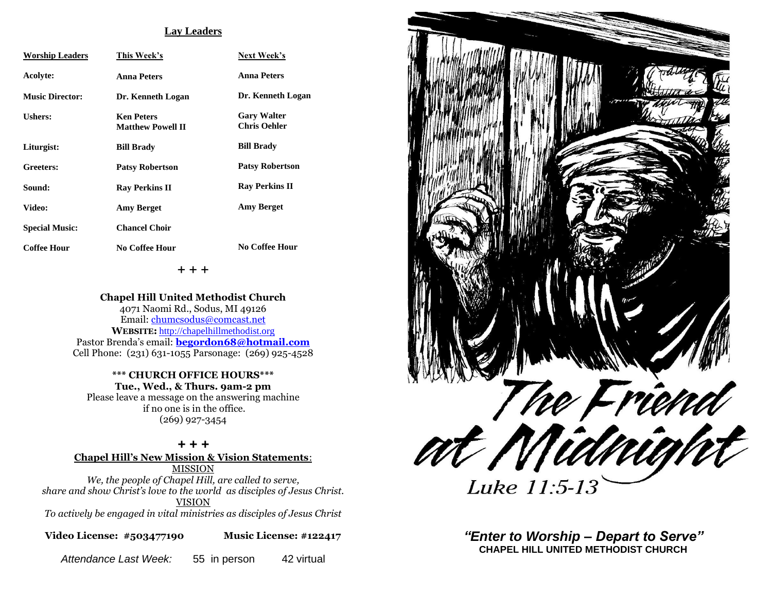## Lay Leaders

| Worship Leaders | This Week's | Next Week's |
| --- | --- | --- |
| Acolyte: | Anna Peters | Anna Peters |
| Music Director: | Dr. Kenneth Logan | Dr. Kenneth Logan |
| Ushers: | Ken Peters<br>Matthew Powell II | Gary Walter<br>Chris Oehler |
| Liturgist: | Bill Brady | Bill Brady |
| Greeters: | Patsy Robertson | Patsy Robertson |
| Sound: | Ray Perkins II | Ray Perkins II |
| Video: | Amy Berget | Amy Berget |
| Special Music: | Chancel Choir | |
| Coffee Hour | No Coffee Hour | No Coffee Hour |

+ + +

**Chapel Hill United Methodist Church**
4071 Naomi Rd., Sodus, MI 49126
Email: chumcsodus@comcast.net
**WEBSITE:** http://chapelhillmethodist.org
Pastor Brenda's email: **begordon68@hotmail.com**
Cell Phone: (231) 631-1055 Parsonage: (269) 925-4528

**\*\*\* CHURCH OFFICE HOURS\*\*\***
**Tue., Wed., & Thurs. 9am-2 pm**
Please leave a message on the answering machine
if no one is in the office.
(269) 927-3454

+ + +

**Chapel Hill's New Mission & Vision Statements**:

MISSION

*We, the people of Chapel Hill, are called to serve, share and show Christ's love to the world as disciples of Jesus Christ.*

VISION

*To actively be engaged in vital ministries as disciples of Jesus Christ*

**Video License: #503477190** **Music License: #122417**

*Attendance Last Week:* 55 in person 42 virtual

# The Friend at Midnight

Luke 11:5-13

***"Enter to Worship – Depart to Serve"***
**CHAPEL HILL UNITED METHODIST CHURCH**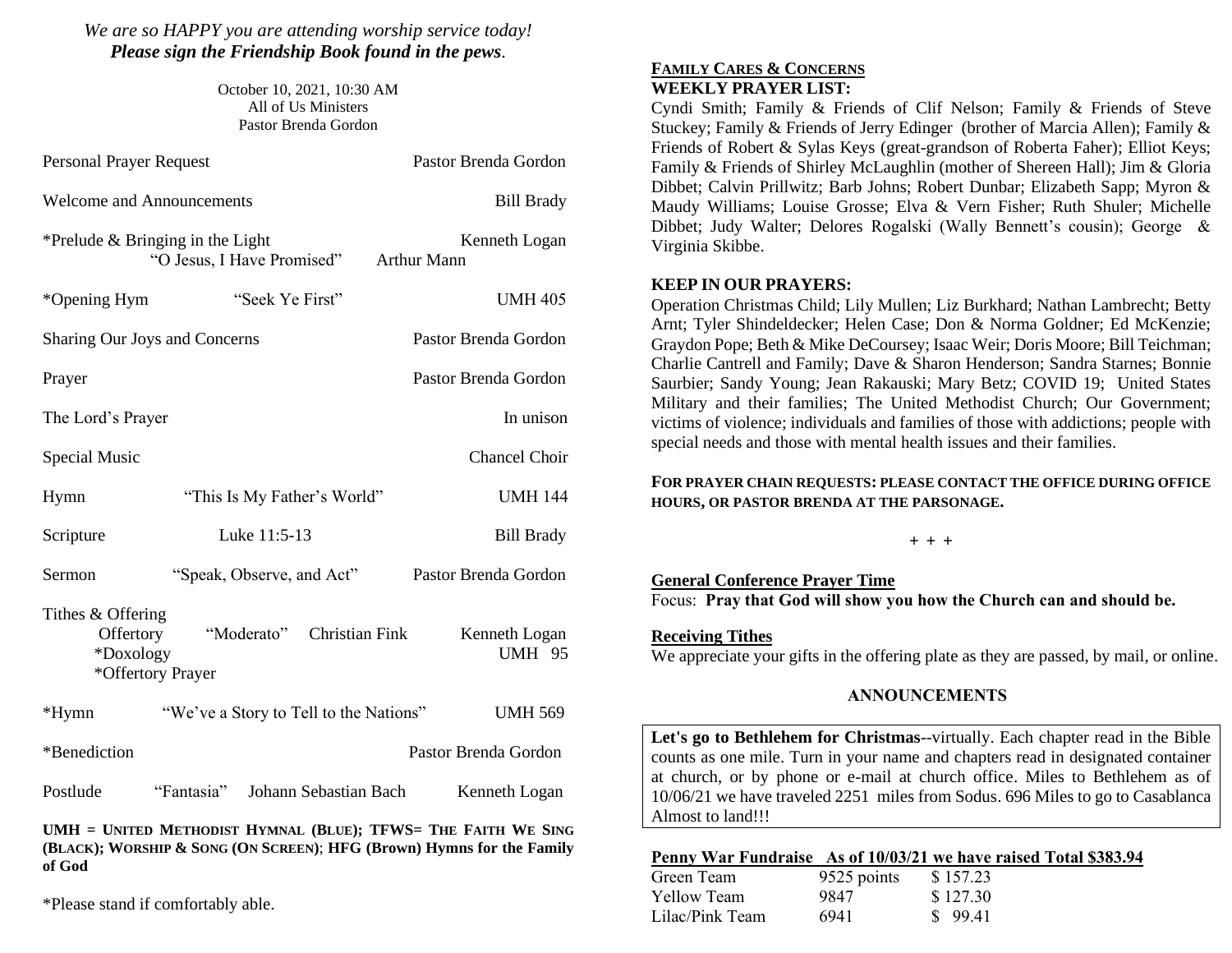*We are so HAPPY you are attending worship service today!*
***Please sign the Friendship Book found in the pews*.**

October 10, 2021, 10:30 AM
All of Us Ministers
Pastor Brenda Gordon

| | | |
|---|---|---|
| Personal Prayer Request | | Pastor Brenda Gordon |
| Welcome and Announcements | | Bill Brady |
| *Prelude & Bringing in the Light | "O Jesus, I Have Promised" Arthur Mann | Kenneth Logan |
| *Opening Hym | "Seek Ye First" | UMH 405 |
| Sharing Our Joys and Concerns | | Pastor Brenda Gordon |
| Prayer | | Pastor Brenda Gordon |
| The Lord's Prayer | | In unison |
| Special Music | | Chancel Choir |
| Hymn | "This Is My Father's World" | UMH 144 |
| Scripture | Luke 11:5-13 | Bill Brady |
| Sermon | "Speak, Observe, and Act" | Pastor Brenda Gordon |
| Tithes & Offering | | |
| Offertory | "Moderato" Christian Fink | Kenneth Logan |
| *Doxology | | UMH 95 |
| *Offertory Prayer | | |
| *Hymn | "We've a Story to Tell to the Nations" | UMH 569 |
| *Benediction | | Pastor Brenda Gordon |
| Postlude | "Fantasia" Johann Sebastian Bach | Kenneth Logan |

**UMH = UNITED METHODIST HYMNAL (BLUE); TFWS= THE FAITH WE SING (BLACK); WORSHIP & SONG (ON SCREEN); HFG (Brown) Hymns for the Family of God**

*Please stand if comfortably able.

**FAMILY CARES & CONCERNS**

**WEEKLY PRAYER LIST:**

Cyndi Smith; Family & Friends of Clif Nelson; Family & Friends of Steve Stuckey; Family & Friends of Jerry Edinger (brother of Marcia Allen); Family & Friends of Robert & Sylas Keys (great-grandson of Roberta Faher); Elliot Keys; Family & Friends of Shirley McLaughlin (mother of Shereen Hall); Jim & Gloria Dibbet; Calvin Prillwitz; Barb Johns; Robert Dunbar; Elizabeth Sapp; Myron & Maudy Williams; Louise Grosse; Elva & Vern Fisher; Ruth Shuler; Michelle Dibbet; Judy Walter; Delores Rogalski (Wally Bennett's cousin); George & Virginia Skibbe.

**KEEP IN OUR PRAYERS:**

Operation Christmas Child; Lily Mullen; Liz Burkhard; Nathan Lambrecht; Betty Arnt; Tyler Shindeldecker; Helen Case; Don & Norma Goldner; Ed McKenzie; Graydon Pope; Beth & Mike DeCoursey; Isaac Weir; Doris Moore; Bill Teichman; Charlie Cantrell and Family; Dave & Sharon Henderson; Sandra Starnes; Bonnie Saurbier; Sandy Young; Jean Rakauski; Mary Betz; COVID 19; United States Military and their families; The United Methodist Church; Our Government; victims of violence; individuals and families of those with addictions; people with special needs and those with mental health issues and their families.

**FOR PRAYER CHAIN REQUESTS: PLEASE CONTACT THE OFFICE DURING OFFICE HOURS, OR PASTOR BRENDA AT THE PARSONAGE.**

+ + +

**General Conference Prayer Time**

Focus: **Pray that God will show you how the Church can and should be.**

**Receiving Tithes**

We appreciate your gifts in the offering plate as they are passed, by mail, or online.

**ANNOUNCEMENTS**

**Let's go to Bethlehem for Christmas**--virtually. Each chapter read in the Bible counts as one mile. Turn in your name and chapters read in designated container at church, or by phone or e-mail at church office. Miles to Bethlehem as of 10/06/21 we have traveled 2251 miles from Sodus. 696 Miles to go to Casablanca Almost to land!!!

**Penny War Fundraise As of 10/03/21 we have raised Total $383.94**

| | | |
|---|---|---|
| Green Team | 9525 points | $ 157.23 |
| Yellow Team | 9847 | $ 127.30 |
| Lilac/Pink Team | 6941 | $ 99.41 |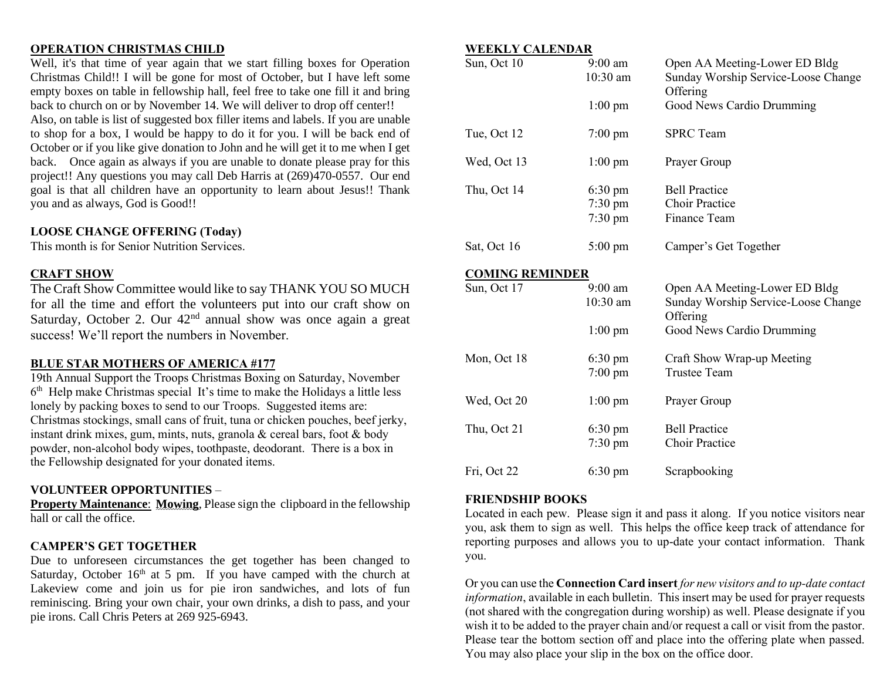## OPERATION CHRISTMAS CHILD

Well, it's that time of year again that we start filling boxes for Operation Christmas Child!! I will be gone for most of October, but I have left some empty boxes on table in fellowship hall, feel free to take one fill it and bring back to church on or by November 14. We will deliver to drop off center!! Also, on table is list of suggested box filler items and labels. If you are unable to shop for a box, I would be happy to do it for you. I will be back end of October or if you like give donation to John and he will get it to me when I get back. Once again as always if you are unable to donate please pray for this project!! Any questions you may call Deb Harris at (269)470-0557. Our end goal is that all children have an opportunity to learn about Jesus!! Thank you and as always, God is Good!!

**LOOSE CHANGE OFFERING (Today)**

This month is for Senior Nutrition Services.

## CRAFT SHOW

The Craft Show Committee would like to say THANK YOU SO MUCH for all the time and effort the volunteers put into our craft show on Saturday, October 2. Our 42nd annual show was once again a great success! We'll report the numbers in November.

## BLUE STAR MOTHERS OF AMERICA #177

19th Annual Support the Troops Christmas Boxing on Saturday, November 6th Help make Christmas special It's time to make the Holidays a little less lonely by packing boxes to send to our Troops. Suggested items are: Christmas stockings, small cans of fruit, tuna or chicken pouches, beef jerky, instant drink mixes, gum, mints, nuts, granola & cereal bars, foot & body powder, non-alcohol body wipes, toothpaste, deodorant. There is a box in the Fellowship designated for your donated items.

**VOLUNTEER OPPORTUNITIES** –

**Property Maintenance**: **Mowing**, Please sign the clipboard in the fellowship hall or call the office.

**CAMPER'S GET TOGETHER**

Due to unforeseen circumstances the get together has been changed to Saturday, October 16th at 5 pm. If you have camped with the church at Lakeview come and join us for pie iron sandwiches, and lots of fun reminiscing. Bring your own chair, your own drinks, a dish to pass, and your pie irons. Call Chris Peters at 269 925-6943.

## WEEKLY CALENDAR

| | | |
|---|---|---|
| Sun, Oct 10 | 9:00 am | Open AA Meeting-Lower ED Bldg |
| | 10:30 am | Sunday Worship Service-Loose Change Offering |
| | 1:00 pm | Good News Cardio Drumming |
| Tue, Oct 12 | 7:00 pm | SPRC Team |
| Wed, Oct 13 | 1:00 pm | Prayer Group |
| Thu, Oct 14 | 6:30 pm | Bell Practice |
| | 7:30 pm | Choir Practice |
| | 7:30 pm | Finance Team |
| Sat, Oct 16 | 5:00 pm | Camper's Get Together |

## COMING REMINDER

| | | |
|---|---|---|
| Sun, Oct 17 | 9:00 am | Open AA Meeting-Lower ED Bldg |
| | 10:30 am | Sunday Worship Service-Loose Change Offering |
| | 1:00 pm | Good News Cardio Drumming |
| Mon, Oct 18 | 6:30 pm | Craft Show Wrap-up Meeting |
| | 7:00 pm | Trustee Team |
| Wed, Oct 20 | 1:00 pm | Prayer Group |
| Thu, Oct 21 | 6:30 pm | Bell Practice |
| | 7:30 pm | Choir Practice |
| Fri, Oct 22 | 6:30 pm | Scrapbooking |

**FRIENDSHIP BOOKS**

Located in each pew. Please sign it and pass it along. If you notice visitors near you, ask them to sign as well. This helps the office keep track of attendance for reporting purposes and allows you to up-date your contact information. Thank you.

Or you can use the **Connection Card insert** *for new visitors and to up-date contact information*, available in each bulletin. This insert may be used for prayer requests (not shared with the congregation during worship) as well. Please designate if you wish it to be added to the prayer chain and/or request a call or visit from the pastor. Please tear the bottom section off and place into the offering plate when passed. You may also place your slip in the box on the office door.